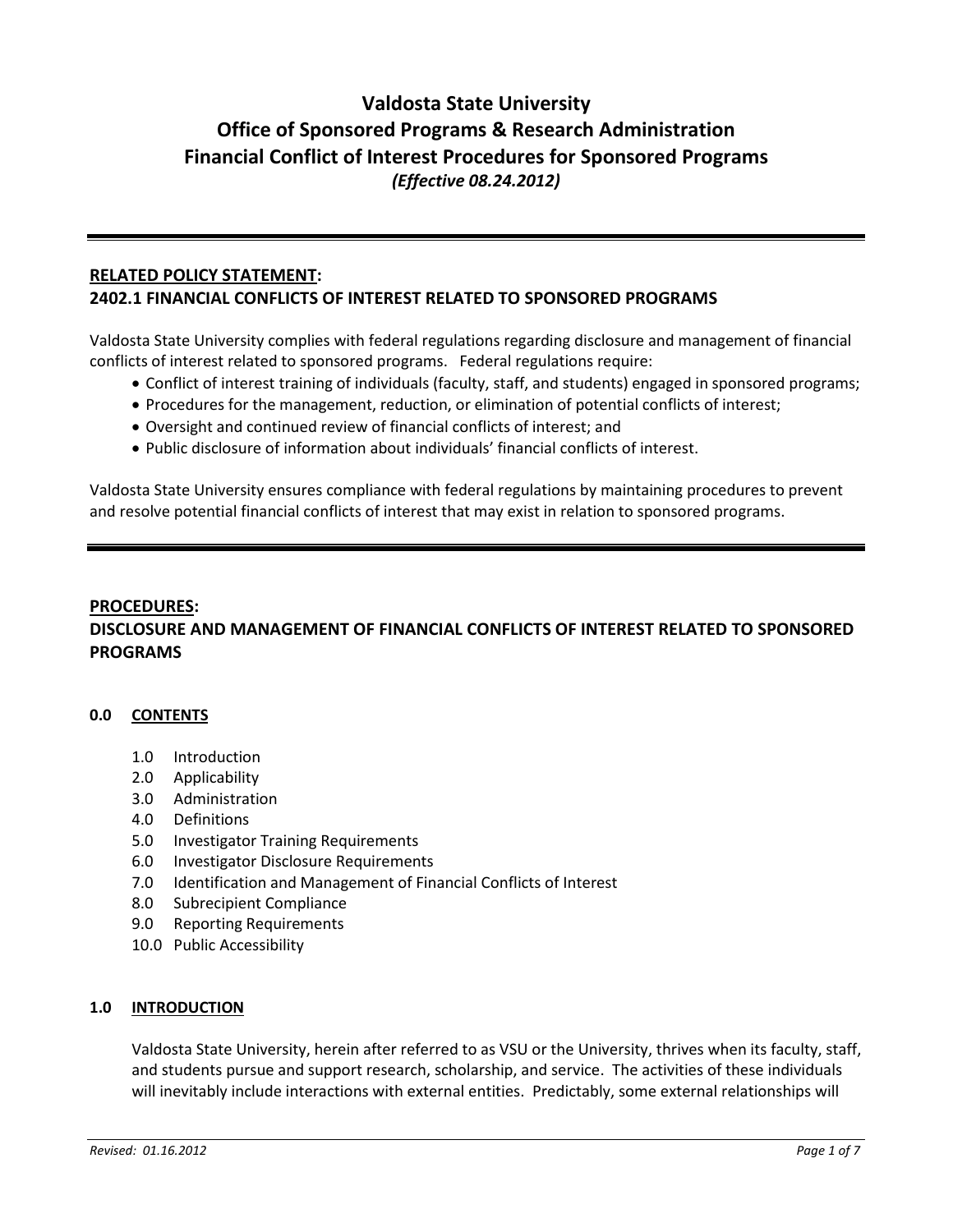# Valdosta State University
# Office of Sponsored Programs & Research Administration
# Financial Conflict of Interest Procedures for Sponsored Programs
*(Effective 08.24.2012)*

---

## RELATED POLICY STATEMENT:
## 2402.1 FINANCIAL CONFLICTS OF INTEREST RELATED TO SPONSORED PROGRAMS

Valdosta State University complies with federal regulations regarding disclosure and management of financial conflicts of interest related to sponsored programs. Federal regulations require:

- Conflict of interest training of individuals (faculty, staff, and students) engaged in sponsored programs;
- Procedures for the management, reduction, or elimination of potential conflicts of interest;
- Oversight and continued review of financial conflicts of interest; and
- Public disclosure of information about individuals' financial conflicts of interest.

Valdosta State University ensures compliance with federal regulations by maintaining procedures to prevent and resolve potential financial conflicts of interest that may exist in relation to sponsored programs.

---

## PROCEDURES:
## DISCLOSURE AND MANAGEMENT OF FINANCIAL CONFLICTS OF INTEREST RELATED TO SPONSORED PROGRAMS

### 0.0 CONTENTS

- 1.0 Introduction
- 2.0 Applicability
- 3.0 Administration
- 4.0 Definitions
- 5.0 Investigator Training Requirements
- 6.0 Investigator Disclosure Requirements
- 7.0 Identification and Management of Financial Conflicts of Interest
- 8.0 Subrecipient Compliance
- 9.0 Reporting Requirements
- 10.0 Public Accessibility

### 1.0 INTRODUCTION

Valdosta State University, herein after referred to as VSU or the University, thrives when its faculty, staff, and students pursue and support research, scholarship, and service. The activities of these individuals will inevitably include interactions with external entities. Predictably, some external relationships will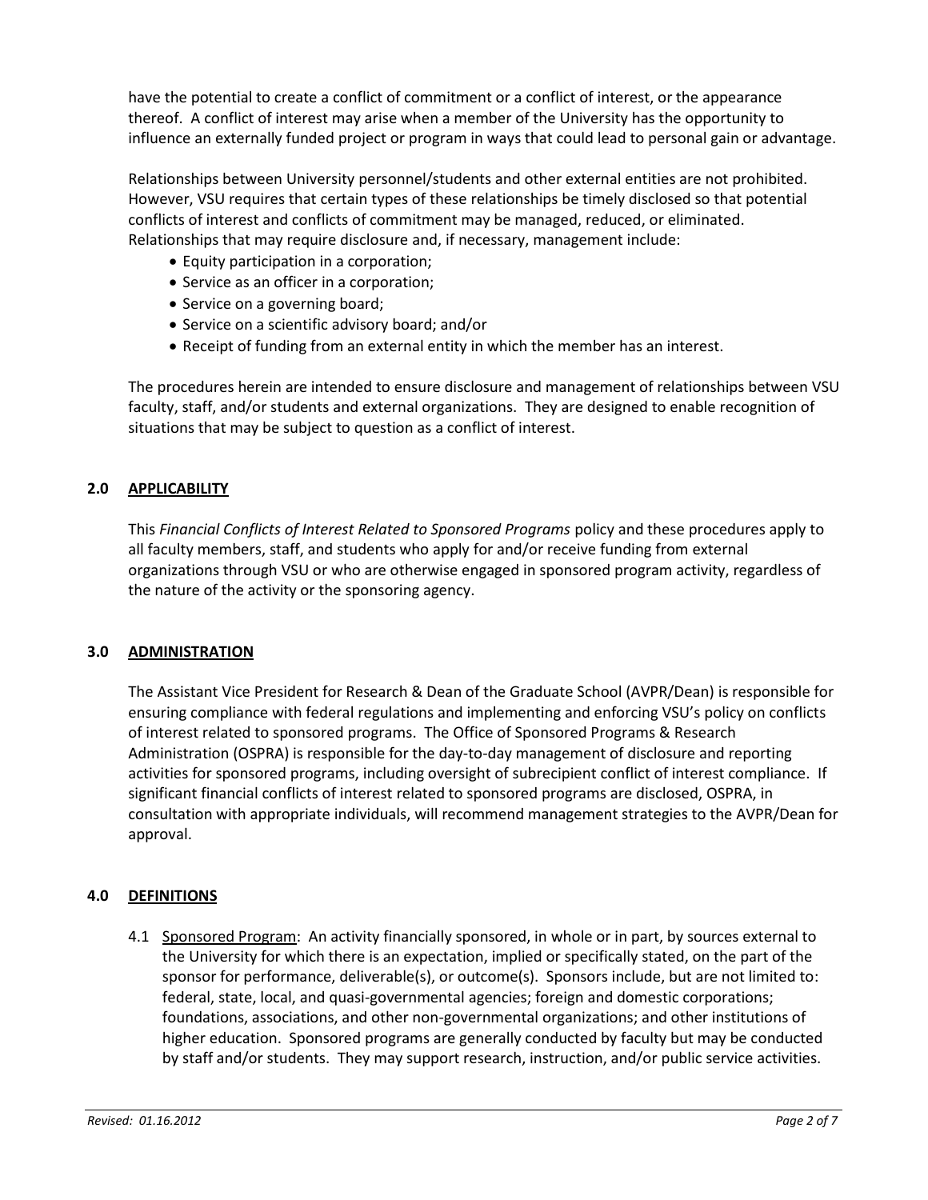have the potential to create a conflict of commitment or a conflict of interest, or the appearance thereof. A conflict of interest may arise when a member of the University has the opportunity to influence an externally funded project or program in ways that could lead to personal gain or advantage.

Relationships between University personnel/students and other external entities are not prohibited. However, VSU requires that certain types of these relationships be timely disclosed so that potential conflicts of interest and conflicts of commitment may be managed, reduced, or eliminated. Relationships that may require disclosure and, if necessary, management include:

- Equity participation in a corporation;
- Service as an officer in a corporation;
- Service on a governing board;
- Service on a scientific advisory board; and/or
- Receipt of funding from an external entity in which the member has an interest.

The procedures herein are intended to ensure disclosure and management of relationships between VSU faculty, staff, and/or students and external organizations. They are designed to enable recognition of situations that may be subject to question as a conflict of interest.

## 2.0 APPLICABILITY

This *Financial Conflicts of Interest Related to Sponsored Programs* policy and these procedures apply to all faculty members, staff, and students who apply for and/or receive funding from external organizations through VSU or who are otherwise engaged in sponsored program activity, regardless of the nature of the activity or the sponsoring agency.

## 3.0 ADMINISTRATION

The Assistant Vice President for Research & Dean of the Graduate School (AVPR/Dean) is responsible for ensuring compliance with federal regulations and implementing and enforcing VSU's policy on conflicts of interest related to sponsored programs. The Office of Sponsored Programs & Research Administration (OSPRA) is responsible for the day-to-day management of disclosure and reporting activities for sponsored programs, including oversight of subrecipient conflict of interest compliance. If significant financial conflicts of interest related to sponsored programs are disclosed, OSPRA, in consultation with appropriate individuals, will recommend management strategies to the AVPR/Dean for approval.

## 4.0 DEFINITIONS

4.1 Sponsored Program: An activity financially sponsored, in whole or in part, by sources external to the University for which there is an expectation, implied or specifically stated, on the part of the sponsor for performance, deliverable(s), or outcome(s). Sponsors include, but are not limited to: federal, state, local, and quasi-governmental agencies; foreign and domestic corporations; foundations, associations, and other non-governmental organizations; and other institutions of higher education. Sponsored programs are generally conducted by faculty but may be conducted by staff and/or students. They may support research, instruction, and/or public service activities.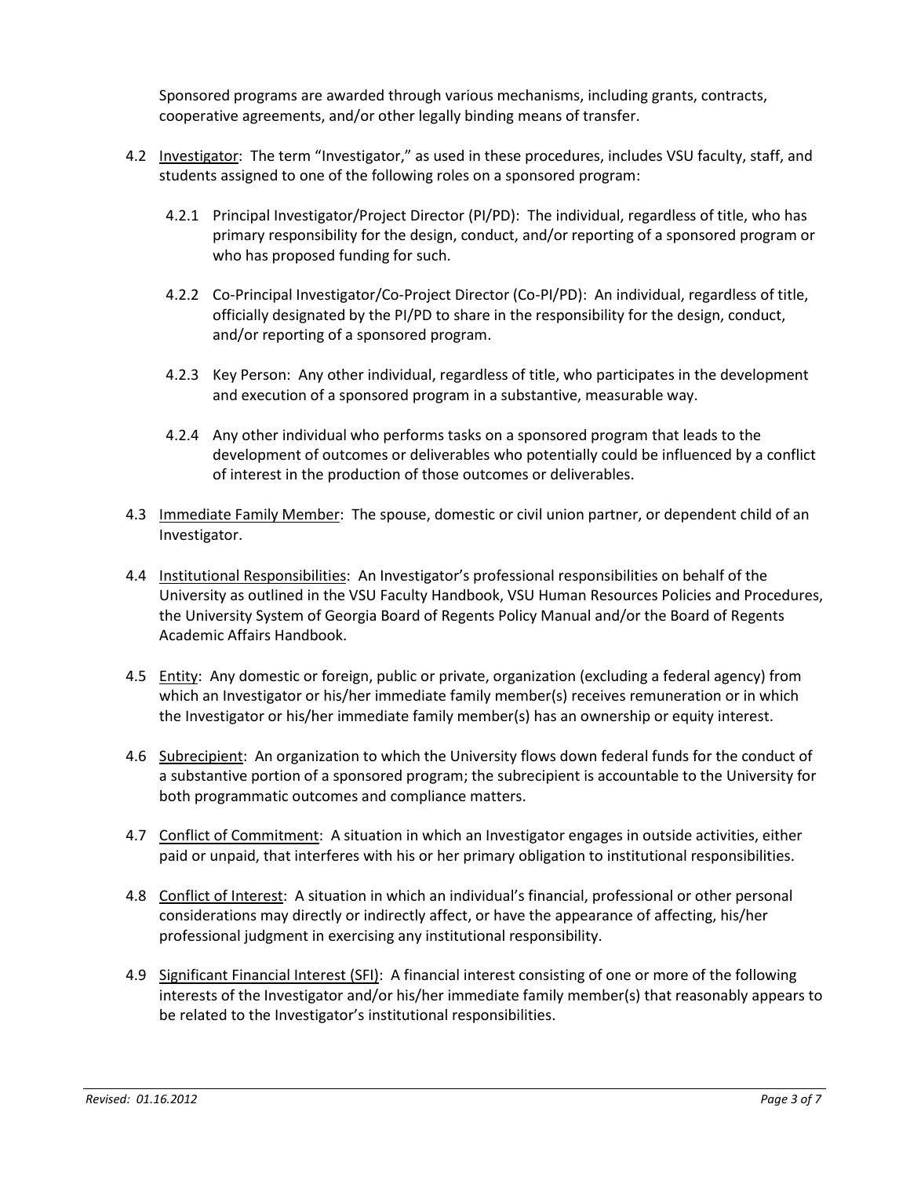Sponsored programs are awarded through various mechanisms, including grants, contracts, cooperative agreements, and/or other legally binding means of transfer.

4.2 Investigator: The term "Investigator," as used in these procedures, includes VSU faculty, staff, and students assigned to one of the following roles on a sponsored program:

4.2.1 Principal Investigator/Project Director (PI/PD): The individual, regardless of title, who has primary responsibility for the design, conduct, and/or reporting of a sponsored program or who has proposed funding for such.

4.2.2 Co-Principal Investigator/Co-Project Director (Co-PI/PD): An individual, regardless of title, officially designated by the PI/PD to share in the responsibility for the design, conduct, and/or reporting of a sponsored program.

4.2.3 Key Person: Any other individual, regardless of title, who participates in the development and execution of a sponsored program in a substantive, measurable way.

4.2.4 Any other individual who performs tasks on a sponsored program that leads to the development of outcomes or deliverables who potentially could be influenced by a conflict of interest in the production of those outcomes or deliverables.

4.3 Immediate Family Member: The spouse, domestic or civil union partner, or dependent child of an Investigator.

4.4 Institutional Responsibilities: An Investigator's professional responsibilities on behalf of the University as outlined in the VSU Faculty Handbook, VSU Human Resources Policies and Procedures, the University System of Georgia Board of Regents Policy Manual and/or the Board of Regents Academic Affairs Handbook.

4.5 Entity: Any domestic or foreign, public or private, organization (excluding a federal agency) from which an Investigator or his/her immediate family member(s) receives remuneration or in which the Investigator or his/her immediate family member(s) has an ownership or equity interest.

4.6 Subrecipient: An organization to which the University flows down federal funds for the conduct of a substantive portion of a sponsored program; the subrecipient is accountable to the University for both programmatic outcomes and compliance matters.

4.7 Conflict of Commitment: A situation in which an Investigator engages in outside activities, either paid or unpaid, that interferes with his or her primary obligation to institutional responsibilities.

4.8 Conflict of Interest: A situation in which an individual's financial, professional or other personal considerations may directly or indirectly affect, or have the appearance of affecting, his/her professional judgment in exercising any institutional responsibility.

4.9 Significant Financial Interest (SFI): A financial interest consisting of one or more of the following interests of the Investigator and/or his/her immediate family member(s) that reasonably appears to be related to the Investigator's institutional responsibilities.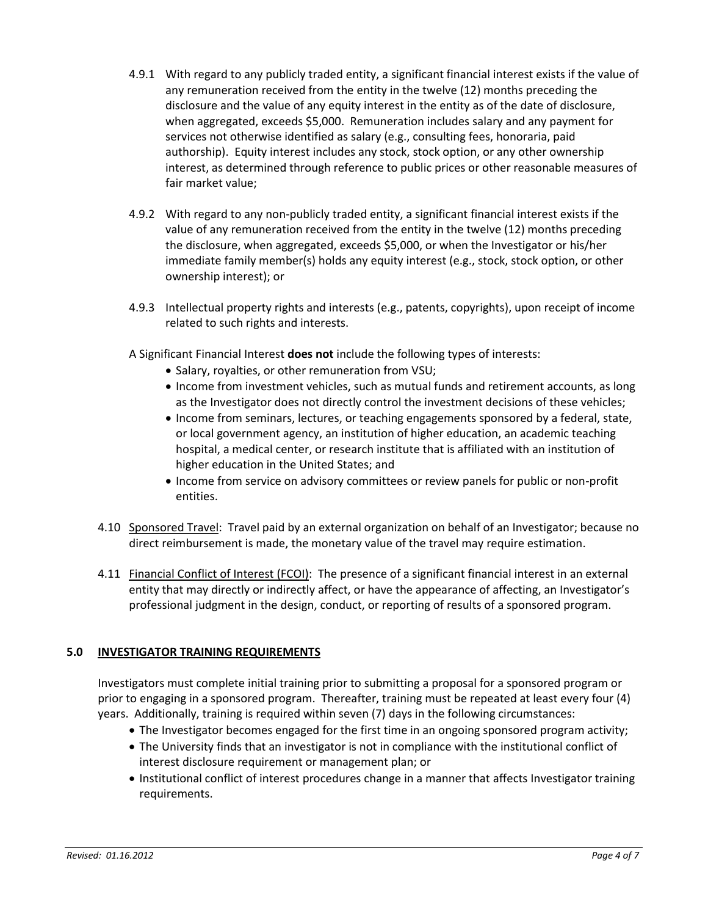4.9.1 With regard to any publicly traded entity, a significant financial interest exists if the value of any remuneration received from the entity in the twelve (12) months preceding the disclosure and the value of any equity interest in the entity as of the date of disclosure, when aggregated, exceeds $5,000. Remuneration includes salary and any payment for services not otherwise identified as salary (e.g., consulting fees, honoraria, paid authorship). Equity interest includes any stock, stock option, or any other ownership interest, as determined through reference to public prices or other reasonable measures of fair market value;

4.9.2 With regard to any non-publicly traded entity, a significant financial interest exists if the value of any remuneration received from the entity in the twelve (12) months preceding the disclosure, when aggregated, exceeds $5,000, or when the Investigator or his/her immediate family member(s) holds any equity interest (e.g., stock, stock option, or other ownership interest); or

4.9.3 Intellectual property rights and interests (e.g., patents, copyrights), upon receipt of income related to such rights and interests.

A Significant Financial Interest **does not** include the following types of interests:

- Salary, royalties, or other remuneration from VSU;
- Income from investment vehicles, such as mutual funds and retirement accounts, as long as the Investigator does not directly control the investment decisions of these vehicles;
- Income from seminars, lectures, or teaching engagements sponsored by a federal, state, or local government agency, an institution of higher education, an academic teaching hospital, a medical center, or research institute that is affiliated with an institution of higher education in the United States; and
- Income from service on advisory committees or review panels for public or non-profit entities.

4.10 Sponsored Travel: Travel paid by an external organization on behalf of an Investigator; because no direct reimbursement is made, the monetary value of the travel may require estimation.

4.11 Financial Conflict of Interest (FCOI): The presence of a significant financial interest in an external entity that may directly or indirectly affect, or have the appearance of affecting, an Investigator's professional judgment in the design, conduct, or reporting of results of a sponsored program.

## 5.0 INVESTIGATOR TRAINING REQUIREMENTS

Investigators must complete initial training prior to submitting a proposal for a sponsored program or prior to engaging in a sponsored program. Thereafter, training must be repeated at least every four (4) years. Additionally, training is required within seven (7) days in the following circumstances:

- The Investigator becomes engaged for the first time in an ongoing sponsored program activity;
- The University finds that an investigator is not in compliance with the institutional conflict of interest disclosure requirement or management plan; or
- Institutional conflict of interest procedures change in a manner that affects Investigator training requirements.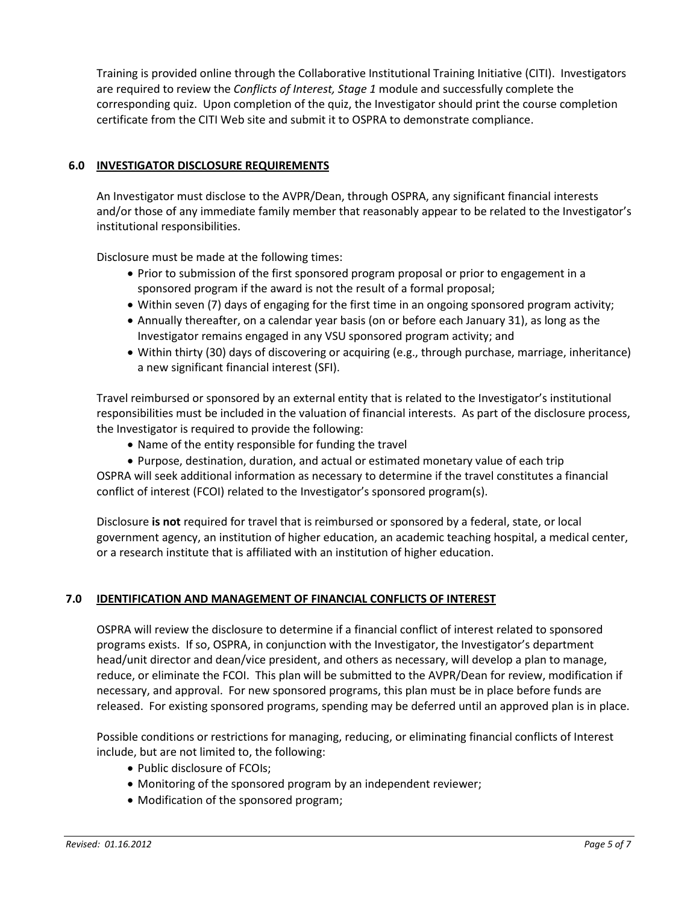Training is provided online through the Collaborative Institutional Training Initiative (CITI). Investigators are required to review the *Conflicts of Interest, Stage 1* module and successfully complete the corresponding quiz. Upon completion of the quiz, the Investigator should print the course completion certificate from the CITI Web site and submit it to OSPRA to demonstrate compliance.

## 6.0 INVESTIGATOR DISCLOSURE REQUIREMENTS

An Investigator must disclose to the AVPR/Dean, through OSPRA, any significant financial interests and/or those of any immediate family member that reasonably appear to be related to the Investigator's institutional responsibilities.

Disclosure must be made at the following times:

- Prior to submission of the first sponsored program proposal or prior to engagement in a sponsored program if the award is not the result of a formal proposal;
- Within seven (7) days of engaging for the first time in an ongoing sponsored program activity;
- Annually thereafter, on a calendar year basis (on or before each January 31), as long as the Investigator remains engaged in any VSU sponsored program activity; and
- Within thirty (30) days of discovering or acquiring (e.g., through purchase, marriage, inheritance) a new significant financial interest (SFI).

Travel reimbursed or sponsored by an external entity that is related to the Investigator's institutional responsibilities must be included in the valuation of financial interests. As part of the disclosure process, the Investigator is required to provide the following:

- Name of the entity responsible for funding the travel
- Purpose, destination, duration, and actual or estimated monetary value of each trip

OSPRA will seek additional information as necessary to determine if the travel constitutes a financial conflict of interest (FCOI) related to the Investigator's sponsored program(s).

Disclosure **is not** required for travel that is reimbursed or sponsored by a federal, state, or local government agency, an institution of higher education, an academic teaching hospital, a medical center, or a research institute that is affiliated with an institution of higher education.

## 7.0 IDENTIFICATION AND MANAGEMENT OF FINANCIAL CONFLICTS OF INTEREST

OSPRA will review the disclosure to determine if a financial conflict of interest related to sponsored programs exists. If so, OSPRA, in conjunction with the Investigator, the Investigator's department head/unit director and dean/vice president, and others as necessary, will develop a plan to manage, reduce, or eliminate the FCOI. This plan will be submitted to the AVPR/Dean for review, modification if necessary, and approval. For new sponsored programs, this plan must be in place before funds are released. For existing sponsored programs, spending may be deferred until an approved plan is in place.

Possible conditions or restrictions for managing, reducing, or eliminating financial conflicts of Interest include, but are not limited to, the following:

- Public disclosure of FCOIs;
- Monitoring of the sponsored program by an independent reviewer;
- Modification of the sponsored program;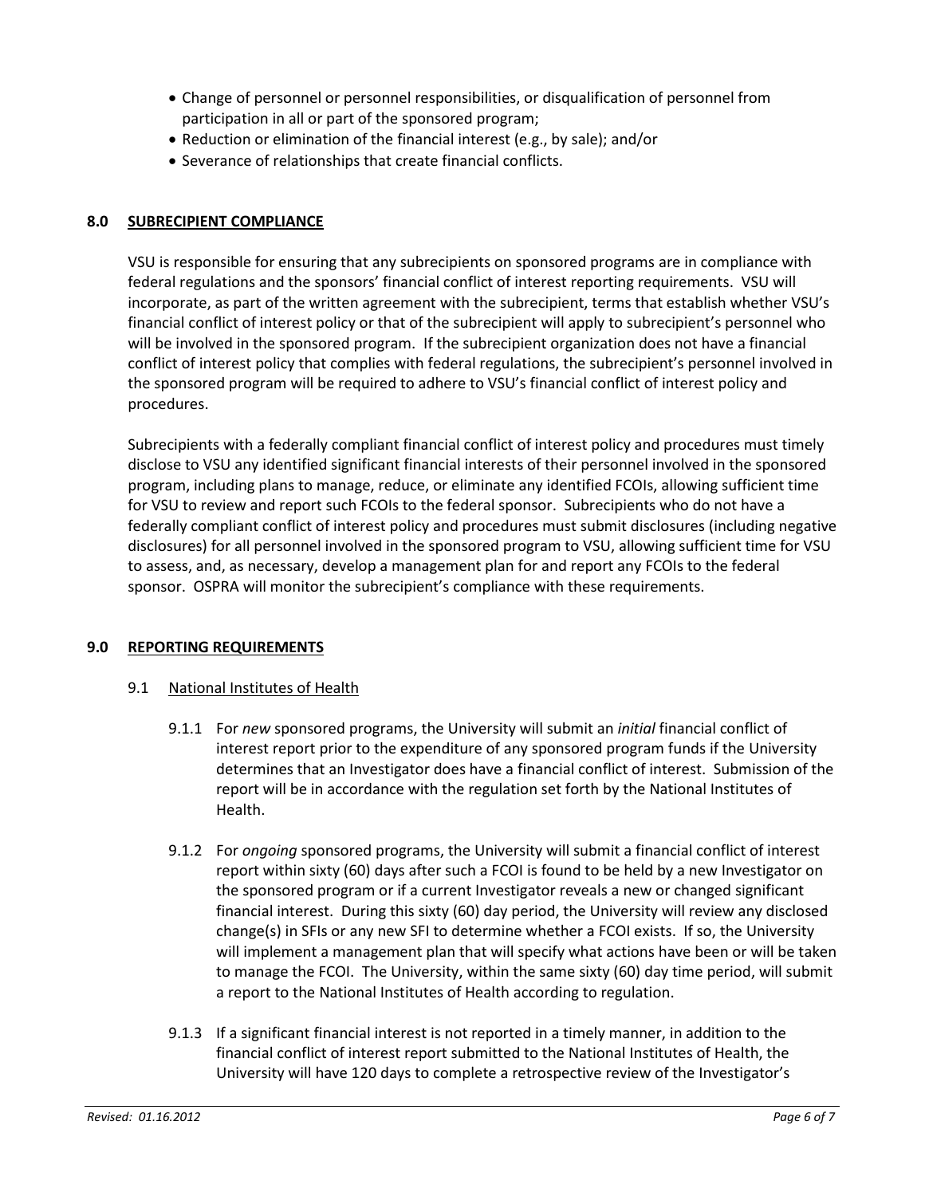- Change of personnel or personnel responsibilities, or disqualification of personnel from participation in all or part of the sponsored program;
- Reduction or elimination of the financial interest (e.g., by sale); and/or
- Severance of relationships that create financial conflicts.

## 8.0 SUBRECIPIENT COMPLIANCE

VSU is responsible for ensuring that any subrecipients on sponsored programs are in compliance with federal regulations and the sponsors' financial conflict of interest reporting requirements. VSU will incorporate, as part of the written agreement with the subrecipient, terms that establish whether VSU's financial conflict of interest policy or that of the subrecipient will apply to subrecipient's personnel who will be involved in the sponsored program. If the subrecipient organization does not have a financial conflict of interest policy that complies with federal regulations, the subrecipient's personnel involved in the sponsored program will be required to adhere to VSU's financial conflict of interest policy and procedures.

Subrecipients with a federally compliant financial conflict of interest policy and procedures must timely disclose to VSU any identified significant financial interests of their personnel involved in the sponsored program, including plans to manage, reduce, or eliminate any identified FCOIs, allowing sufficient time for VSU to review and report such FCOIs to the federal sponsor. Subrecipients who do not have a federally compliant conflict of interest policy and procedures must submit disclosures (including negative disclosures) for all personnel involved in the sponsored program to VSU, allowing sufficient time for VSU to assess, and, as necessary, develop a management plan for and report any FCOIs to the federal sponsor. OSPRA will monitor the subrecipient's compliance with these requirements.

## 9.0 REPORTING REQUIREMENTS

### 9.1 National Institutes of Health

9.1.1 For *new* sponsored programs, the University will submit an *initial* financial conflict of interest report prior to the expenditure of any sponsored program funds if the University determines that an Investigator does have a financial conflict of interest. Submission of the report will be in accordance with the regulation set forth by the National Institutes of Health.

9.1.2 For *ongoing* sponsored programs, the University will submit a financial conflict of interest report within sixty (60) days after such a FCOI is found to be held by a new Investigator on the sponsored program or if a current Investigator reveals a new or changed significant financial interest. During this sixty (60) day period, the University will review any disclosed change(s) in SFIs or any new SFI to determine whether a FCOI exists. If so, the University will implement a management plan that will specify what actions have been or will be taken to manage the FCOI. The University, within the same sixty (60) day time period, will submit a report to the National Institutes of Health according to regulation.

9.1.3 If a significant financial interest is not reported in a timely manner, in addition to the financial conflict of interest report submitted to the National Institutes of Health, the University will have 120 days to complete a retrospective review of the Investigator's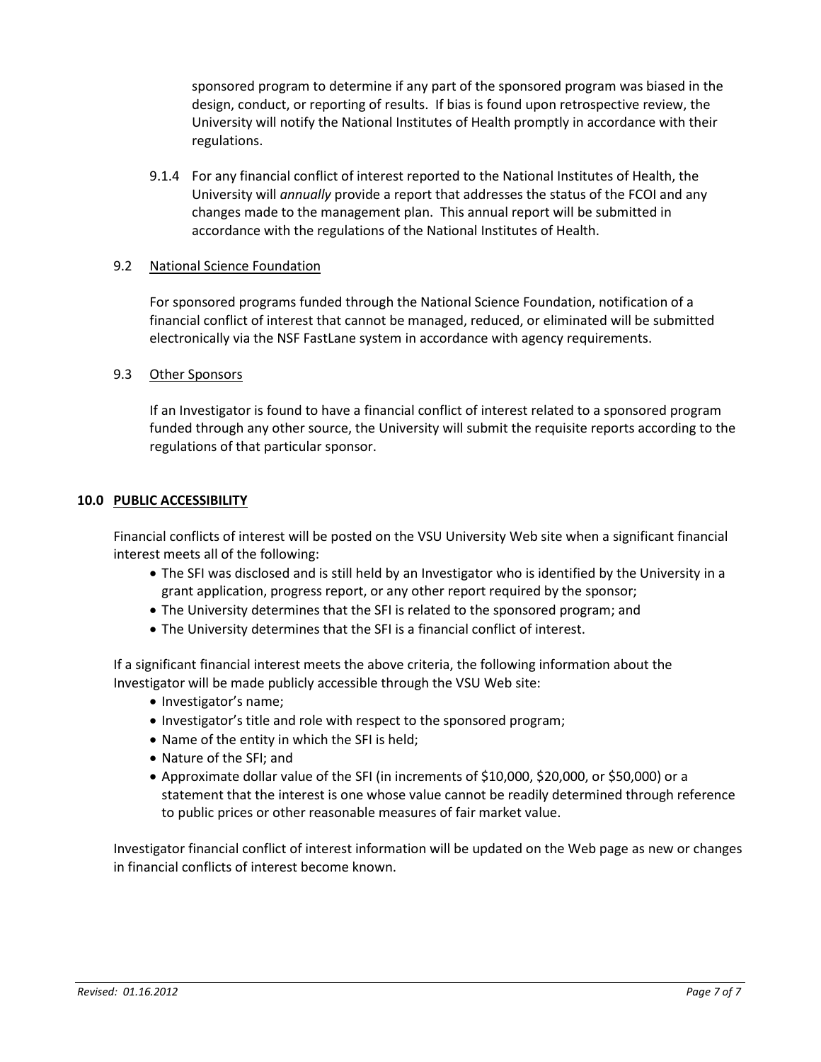sponsored program to determine if any part of the sponsored program was biased in the design, conduct, or reporting of results. If bias is found upon retrospective review, the University will notify the National Institutes of Health promptly in accordance with their regulations.

9.1.4 For any financial conflict of interest reported to the National Institutes of Health, the University will *annually* provide a report that addresses the status of the FCOI and any changes made to the management plan. This annual report will be submitted in accordance with the regulations of the National Institutes of Health.

### 9.2 National Science Foundation

For sponsored programs funded through the National Science Foundation, notification of a financial conflict of interest that cannot be managed, reduced, or eliminated will be submitted electronically via the NSF FastLane system in accordance with agency requirements.

### 9.3 Other Sponsors

If an Investigator is found to have a financial conflict of interest related to a sponsored program funded through any other source, the University will submit the requisite reports according to the regulations of that particular sponsor.

## 10.0 PUBLIC ACCESSIBILITY

Financial conflicts of interest will be posted on the VSU University Web site when a significant financial interest meets all of the following:

- The SFI was disclosed and is still held by an Investigator who is identified by the University in a grant application, progress report, or any other report required by the sponsor;
- The University determines that the SFI is related to the sponsored program; and
- The University determines that the SFI is a financial conflict of interest.

If a significant financial interest meets the above criteria, the following information about the Investigator will be made publicly accessible through the VSU Web site:

- Investigator's name;
- Investigator's title and role with respect to the sponsored program;
- Name of the entity in which the SFI is held;
- Nature of the SFI; and
- Approximate dollar value of the SFI (in increments of $10,000, $20,000, or $50,000) or a statement that the interest is one whose value cannot be readily determined through reference to public prices or other reasonable measures of fair market value.

Investigator financial conflict of interest information will be updated on the Web page as new or changes in financial conflicts of interest become known.